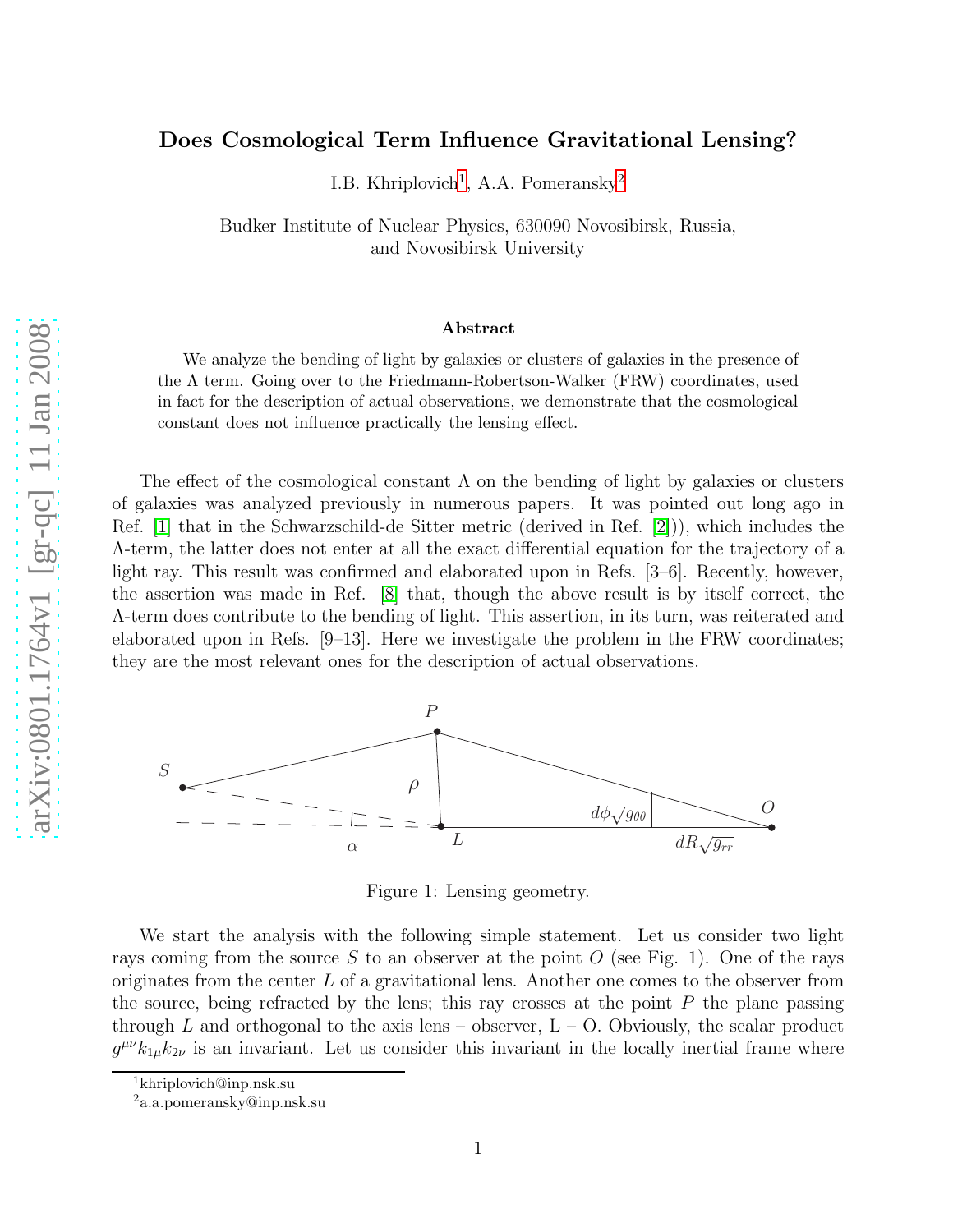# Does Cosmological Term Influence Gravitational Lensing?

I.B. Khriplovich[1], A.A. Pomeransky[2]

Budker Institute of Nuclear Physics, 630090 Novosibirsk, Russia,
and Novosibirsk University

### Abstract

We analyze the bending of light by galaxies or clusters of galaxies in the presence of the $\Lambda$ term. Going over to the Friedmann-Robertson-Walker (FRW) coordinates, used in fact for the description of actual observations, we demonstrate that the cosmological constant does not influence practically the lensing effect.

The effect of the cosmological constant $\Lambda$ on the bending of light by galaxies or clusters of galaxies was analyzed previously in numerous papers. It was pointed out long ago in Ref. [1] that in the Schwarzschild-de Sitter metric (derived in Ref. [2])), which includes the $\Lambda$-term, the latter does not enter at all the exact differential equation for the trajectory of a light ray. This result was confirmed and elaborated upon in Refs. [3–6]. Recently, however, the assertion was made in Ref. [8] that, though the above result is by itself correct, the $\Lambda$-term does contribute to the bending of light. This assertion, in its turn, was reiterated and elaborated upon in Refs. [9–13]. Here we investigate the problem in the FRW coordinates; they are the most relevant ones for the description of actual observations.

Figure 1: Lensing geometry.

We start the analysis with the following simple statement. Let us consider two light rays coming from the source $S$ to an observer at the point $O$ (see Fig. 1). One of the rays originates from the center $L$ of a gravitational lens. Another one comes to the observer from the source, being refracted by the lens; this ray crosses at the point $P$ the plane passing through $L$ and orthogonal to the axis lens – observer, L – O. Obviously, the scalar product $g^{\mu\nu}k_{1\mu}k_{2\nu}$ is an invariant. Let us consider this invariant in the locally inertial frame where

---

[1] khriplovich@inp.nsk.su

[2] a.a.pomeransky@inp.nsk.su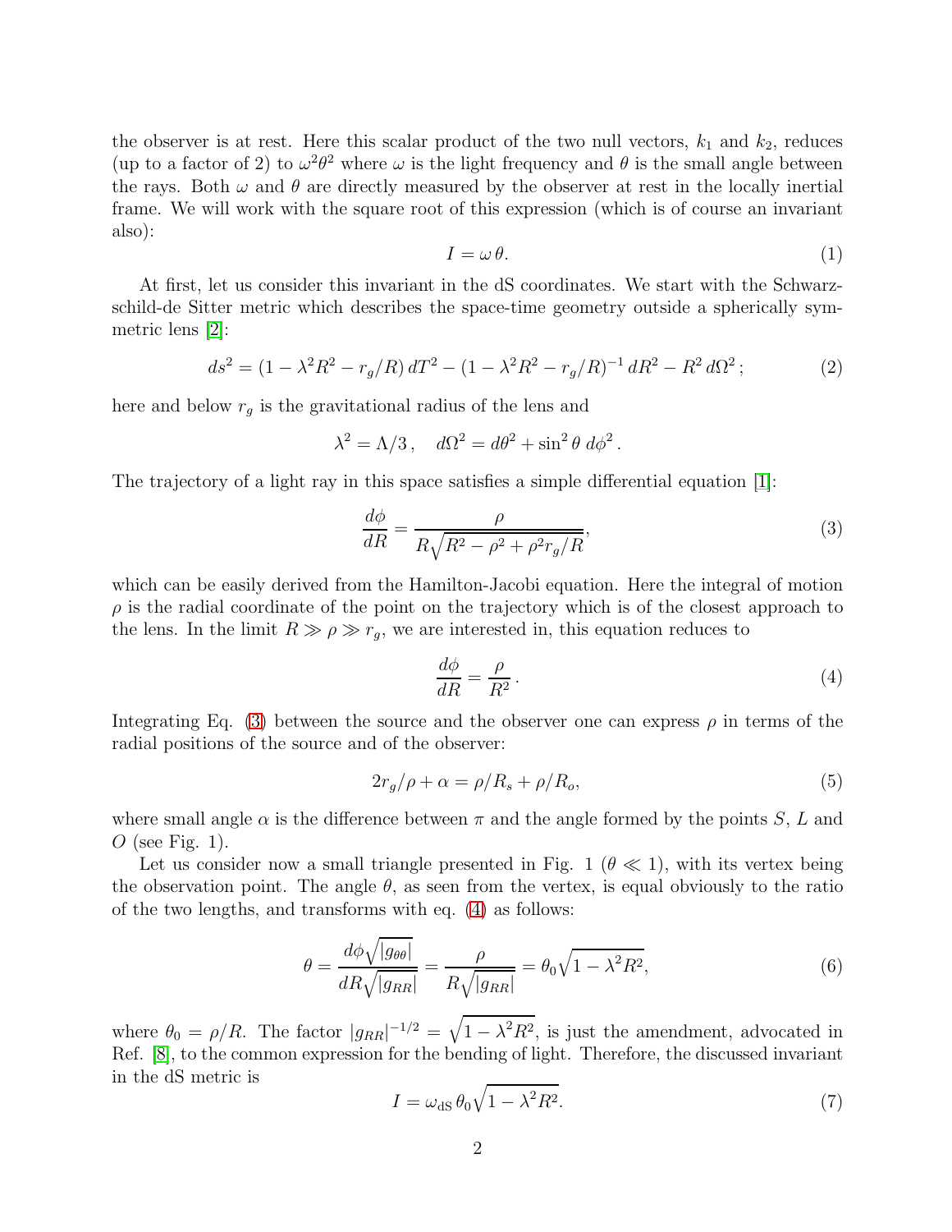the observer is at rest. Here this scalar product of the two null vectors, $k_1$ and $k_2$, reduces (up to a factor of 2) to $\omega^2\theta^2$ where $\omega$ is the light frequency and $\theta$ is the small angle between the rays. Both $\omega$ and $\theta$ are directly measured by the observer at rest in the locally inertial frame. We will work with the square root of this expression (which is of course an invariant also):

$$I = \omega\,\theta. \tag{1}$$

At first, let us consider this invariant in the dS coordinates. We start with the Schwarzschild-de Sitter metric which describes the space-time geometry outside a spherically symmetric lens [2]:

$$ds^2 = (1 - \lambda^2 R^2 - r_g/R)\,dT^2 - (1 - \lambda^2 R^2 - r_g/R)^{-1}\,dR^2 - R^2\,d\Omega^2\,; \tag{2}$$

here and below $r_g$ is the gravitational radius of the lens and

$$\lambda^2 = \Lambda/3\,, \quad d\Omega^2 = d\theta^2 + \sin^2\theta\;d\phi^2\,.$$

The trajectory of a light ray in this space satisfies a simple differential equation [1]:

$$\frac{d\phi}{dR} = \frac{\rho}{R\sqrt{R^2 - \rho^2 + \rho^2 r_g/R}}, \tag{3}$$

which can be easily derived from the Hamilton-Jacobi equation. Here the integral of motion $\rho$ is the radial coordinate of the point on the trajectory which is of the closest approach to the lens. In the limit $R \gg \rho \gg r_g$, we are interested in, this equation reduces to

$$\frac{d\phi}{dR} = \frac{\rho}{R^2}\,. \tag{4}$$

Integrating Eq. (3) between the source and the observer one can express $\rho$ in terms of the radial positions of the source and of the observer:

$$2r_g/\rho + \alpha = \rho/R_s + \rho/R_o, \tag{5}$$

where small angle $\alpha$ is the difference between $\pi$ and the angle formed by the points $S$, $L$ and $O$ (see Fig. 1).

Let us consider now a small triangle presented in Fig. 1 ($\theta \ll 1$), with its vertex being the observation point. The angle $\theta$, as seen from the vertex, is equal obviously to the ratio of the two lengths, and transforms with eq. (4) as follows:

$$\theta = \frac{d\phi\sqrt{|g_{\theta\theta}|}}{dR\sqrt{|g_{RR}|}} = \frac{\rho}{R\sqrt{|g_{RR}|}} = \theta_0\sqrt{1 - \lambda^2 R^2}, \tag{6}$$

where $\theta_0 = \rho/R$. The factor $|g_{RR}|^{-1/2} = \sqrt{1 - \lambda^2 R^2}$, is just the amendment, advocated in Ref. [8], to the common expression for the bending of light. Therefore, the discussed invariant in the dS metric is

$$I = \omega_{\rm dS}\,\theta_0\sqrt{1 - \lambda^2 R^2}. \tag{7}$$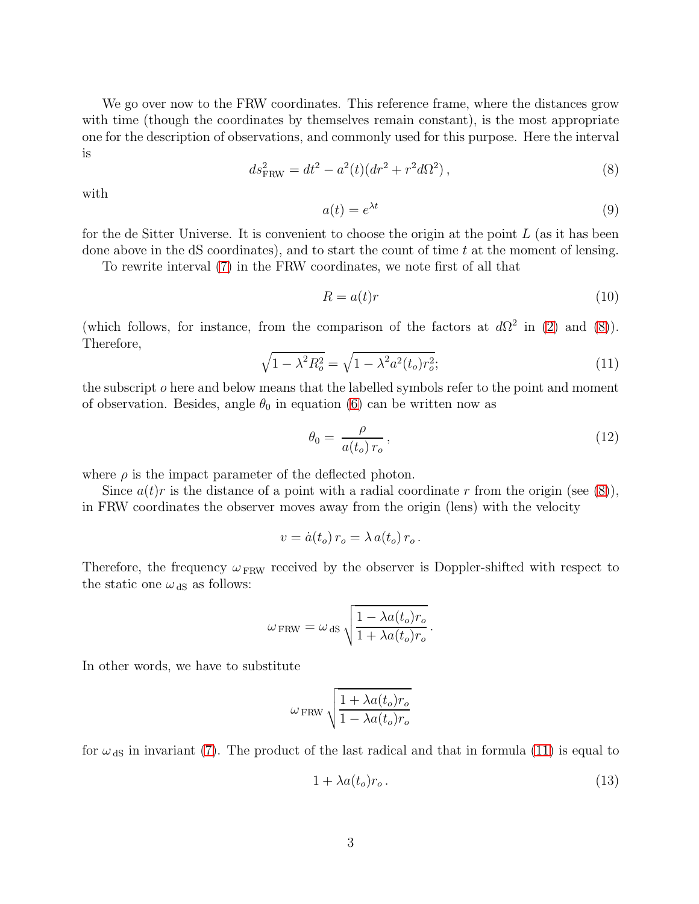We go over now to the FRW coordinates. This reference frame, where the distances grow with time (though the coordinates by themselves remain constant), is the most appropriate one for the description of observations, and commonly used for this purpose. Here the interval is

$$ds^2_{\rm FRW} = dt^2 - a^2(t)(dr^2 + r^2 d\Omega^2)\,, \tag{8}$$

with

$$a(t) = e^{\lambda t} \tag{9}$$

for the de Sitter Universe. It is convenient to choose the origin at the point $L$ (as it has been done above in the dS coordinates), and to start the count of time $t$ at the moment of lensing.

To rewrite interval (7) in the FRW coordinates, we note first of all that

$$R = a(t) r \tag{10}$$

(which follows, for instance, from the comparison of the factors at $d\Omega^2$ in (2) and (8)). Therefore,

$$\sqrt{1 - \lambda^2 R_o^2} = \sqrt{1 - \lambda^2 a^2(t_o) r_o^2}; \tag{11}$$

the subscript $o$ here and below means that the labelled symbols refer to the point and moment of observation. Besides, angle $\theta_0$ in equation (6) can be written now as

$$\theta_0 = \frac{\rho}{a(t_o)\, r_o}\,, \tag{12}$$

where $\rho$ is the impact parameter of the deflected photon.

Since $a(t)r$ is the distance of a point with a radial coordinate $r$ from the origin (see (8)), in FRW coordinates the observer moves away from the origin (lens) with the velocity

$$v = \dot{a}(t_o)\, r_o = \lambda\, a(t_o)\, r_o\,.$$

Therefore, the frequency $\omega_{\rm FRW}$ received by the observer is Doppler-shifted with respect to the static one $\omega_{\rm dS}$ as follows:

$$\omega_{\rm FRW} = \omega_{\rm dS} \sqrt{\frac{1 - \lambda a(t_o) r_o}{1 + \lambda a(t_o) r_o}}\,.$$

In other words, we have to substitute

$$\omega_{\rm FRW} \sqrt{\frac{1 + \lambda a(t_o) r_o}{1 - \lambda a(t_o) r_o}}$$

for $\omega_{\rm dS}$ in invariant (7). The product of the last radical and that in formula (11) is equal to

$$1 + \lambda a(t_o) r_o\,. \tag{13}$$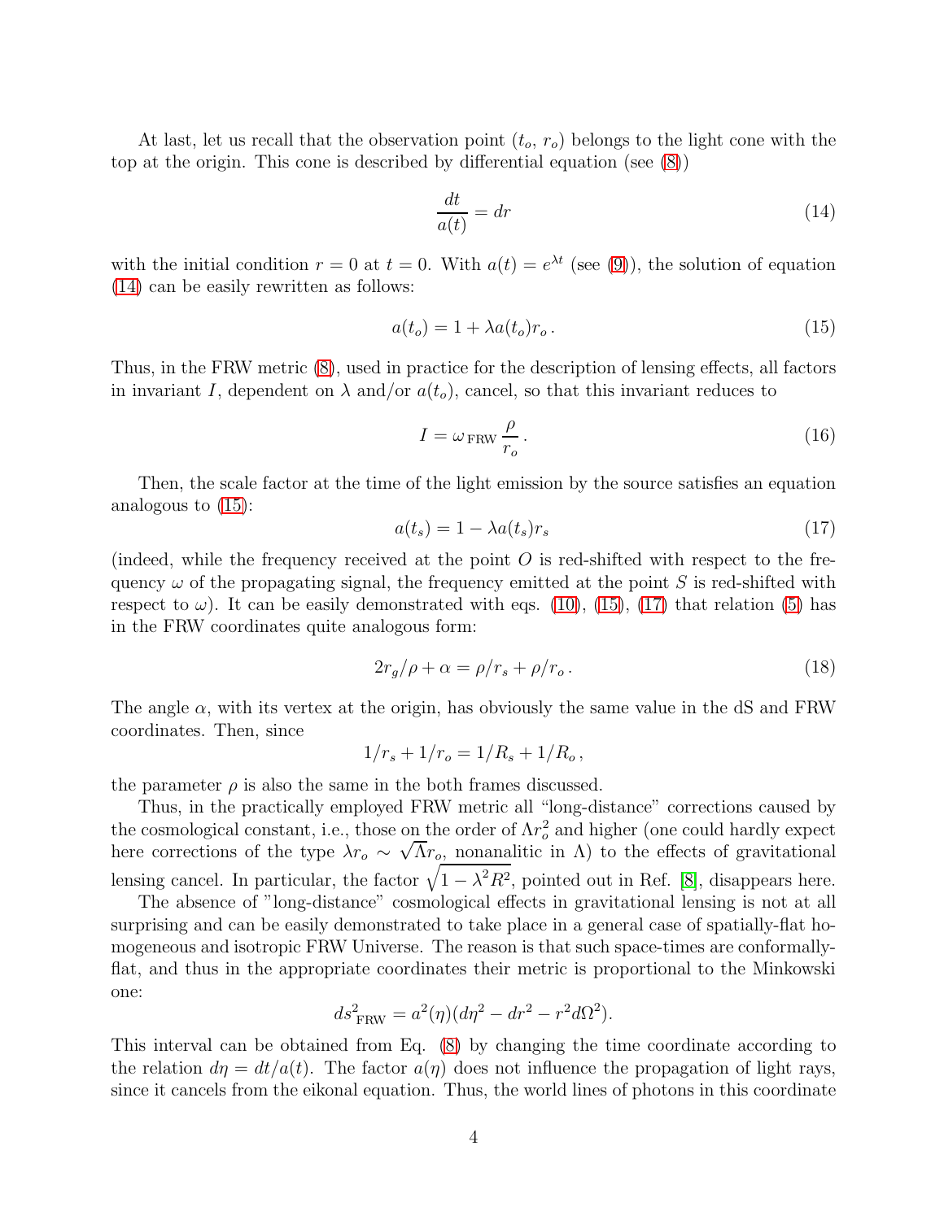At last, let us recall that the observation point ($t_o$, $r_o$) belongs to the light cone with the top at the origin. This cone is described by differential equation (see (8))

$$\frac{dt}{a(t)} = dr \tag{14}$$

with the initial condition $r = 0$ at $t = 0$. With $a(t) = e^{\lambda t}$ (see (9)), the solution of equation (14) can be easily rewritten as follows:

$$a(t_o) = 1 + \lambda a(t_o) r_o\,. \tag{15}$$

Thus, in the FRW metric (8), used in practice for the description of lensing effects, all factors in invariant $I$, dependent on $\lambda$ and/or $a(t_o)$, cancel, so that this invariant reduces to

$$I = \omega_{\,\mathrm{FRW}}\,\frac{\rho}{r_o}\,. \tag{16}$$

Then, the scale factor at the time of the light emission by the source satisfies an equation analogous to (15):

$$a(t_s) = 1 - \lambda a(t_s) r_s \tag{17}$$

(indeed, while the frequency received at the point $O$ is red-shifted with respect to the frequency $\omega$ of the propagating signal, the frequency emitted at the point $S$ is red-shifted with respect to $\omega$). It can be easily demonstrated with eqs. (10), (15), (17) that relation (5) has in the FRW coordinates quite analogous form:

$$2r_g/\rho + \alpha = \rho/r_s + \rho/r_o\,. \tag{18}$$

The angle $\alpha$, with its vertex at the origin, has obviously the same value in the dS and FRW coordinates. Then, since

$$1/r_s + 1/r_o = 1/R_s + 1/R_o\,,$$

the parameter $\rho$ is also the same in the both frames discussed.

Thus, in the practically employed FRW metric all "long-distance" corrections caused by the cosmological constant, i.e., those on the order of $\Lambda r_o^2$ and higher (one could hardly expect here corrections of the type $\lambda r_o \sim \sqrt{\Lambda} r_o$, nonanalitic in $\Lambda$) to the effects of gravitational lensing cancel. In particular, the factor $\sqrt{1-\lambda^2 R^2}$, pointed out in Ref. [8], disappears here.

The absence of "long-distance" cosmological effects in gravitational lensing is not at all surprising and can be easily demonstrated to take place in a general case of spatially-flat homogeneous and isotropic FRW Universe. The reason is that such space-times are conformally-flat, and thus in the appropriate coordinates their metric is proportional to the Minkowski one:

$$ds^2_{\,\mathrm{FRW}} = a^2(\eta)(d\eta^2 - dr^2 - r^2 d\Omega^2).$$

This interval can be obtained from Eq. (8) by changing the time coordinate according to the relation $d\eta = dt/a(t)$. The factor $a(\eta)$ does not influence the propagation of light rays, since it cancels from the eikonal equation. Thus, the world lines of photons in this coordinate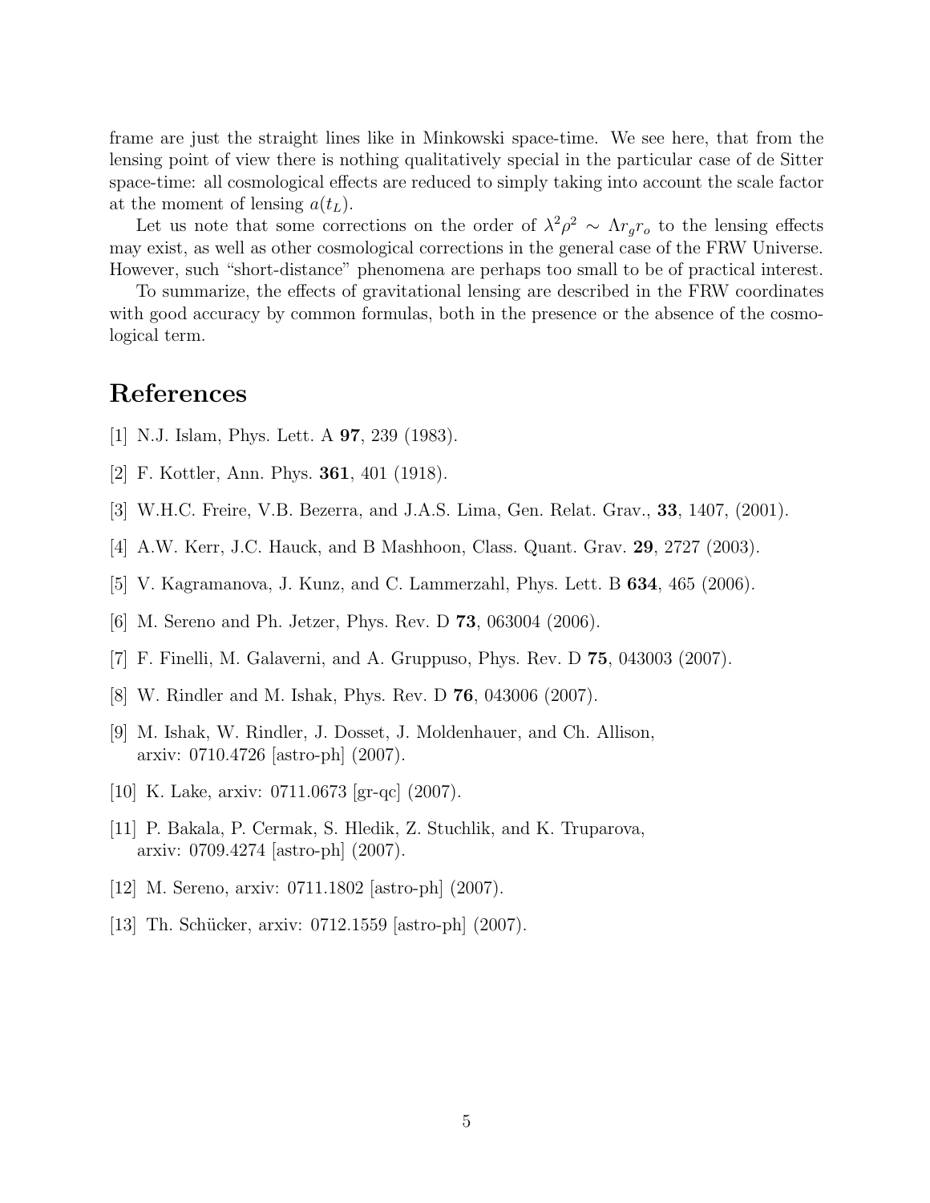frame are just the straight lines like in Minkowski space-time. We see here, that from the lensing point of view there is nothing qualitatively special in the particular case of de Sitter space-time: all cosmological effects are reduced to simply taking into account the scale factor at the moment of lensing $a(t_L)$.

Let us note that some corrections on the order of $\lambda^2\rho^2 \sim \Lambda r_g r_o$ to the lensing effects may exist, as well as other cosmological corrections in the general case of the FRW Universe. However, such "short-distance" phenomena are perhaps too small to be of practical interest.

To summarize, the effects of gravitational lensing are described in the FRW coordinates with good accuracy by common formulas, both in the presence or the absence of the cosmological term.

## References

[1] N.J. Islam, Phys. Lett. A **97**, 239 (1983).

[2] F. Kottler, Ann. Phys. **361**, 401 (1918).

[3] W.H.C. Freire, V.B. Bezerra, and J.A.S. Lima, Gen. Relat. Grav., **33**, 1407, (2001).

[4] A.W. Kerr, J.C. Hauck, and B Mashhoon, Class. Quant. Grav. **29**, 2727 (2003).

[5] V. Kagramanova, J. Kunz, and C. Lammerzahl, Phys. Lett. B **634**, 465 (2006).

[6] M. Sereno and Ph. Jetzer, Phys. Rev. D **73**, 063004 (2006).

[7] F. Finelli, M. Galaverni, and A. Gruppuso, Phys. Rev. D **75**, 043003 (2007).

[8] W. Rindler and M. Ishak, Phys. Rev. D **76**, 043006 (2007).

[9] M. Ishak, W. Rindler, J. Dosset, J. Moldenhauer, and Ch. Allison, arxiv: 0710.4726 [astro-ph] (2007).

[10] K. Lake, arxiv: 0711.0673 [gr-qc] (2007).

[11] P. Bakala, P. Cermak, S. Hledik, Z. Stuchlik, and K. Truparova, arxiv: 0709.4274 [astro-ph] (2007).

[12] M. Sereno, arxiv: 0711.1802 [astro-ph] (2007).

[13] Th. Schücker, arxiv: 0712.1559 [astro-ph] (2007).